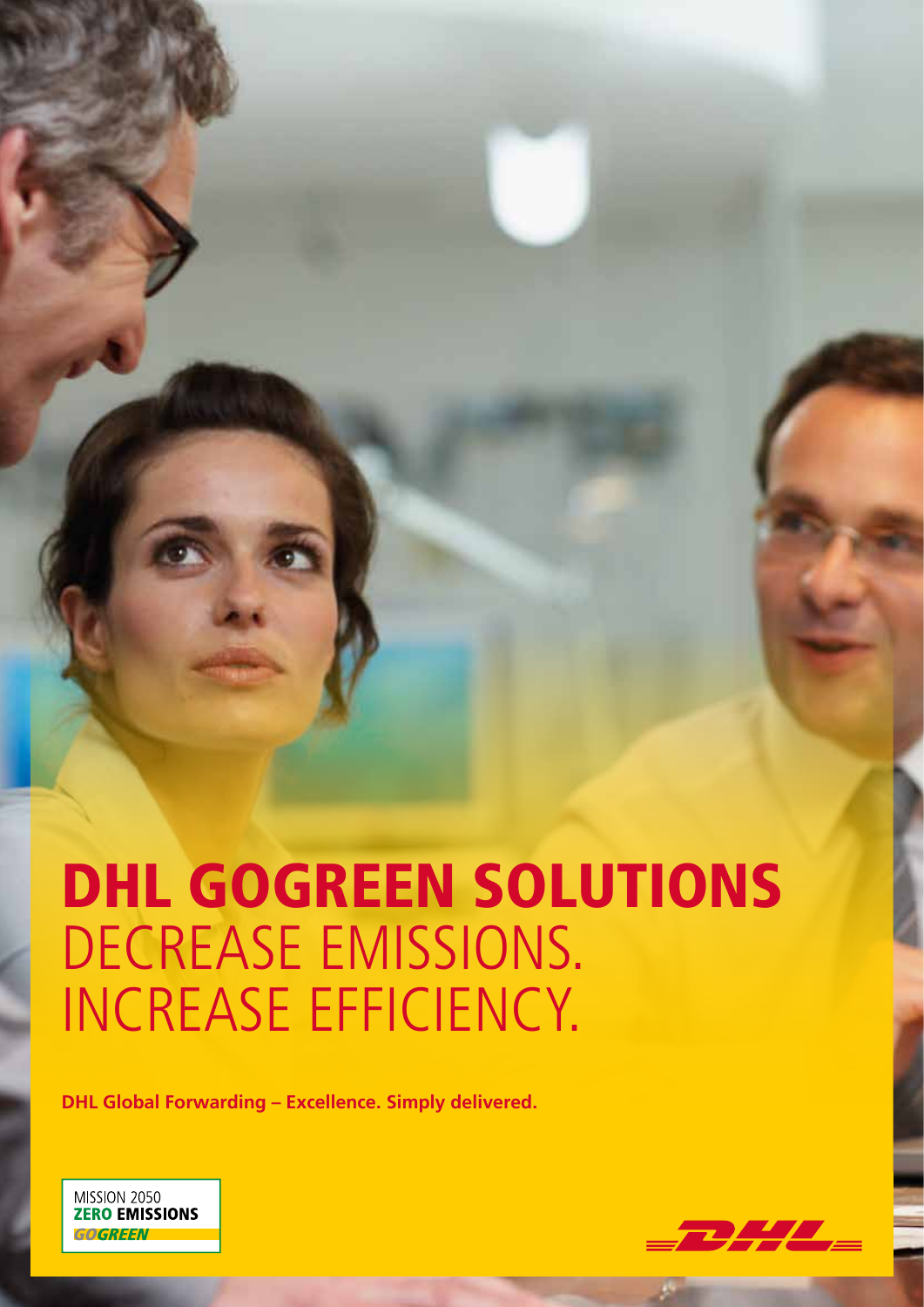# DHL GOGREEN SOLUTIONS

## DECREASE EMISSIONS. INCREASE EFFICIENCY.

**DHL Global Forwarding – Excellence. Simply delivered.**

MISSION 2050
**ZERO EMISSIONS**
*GOGREEN*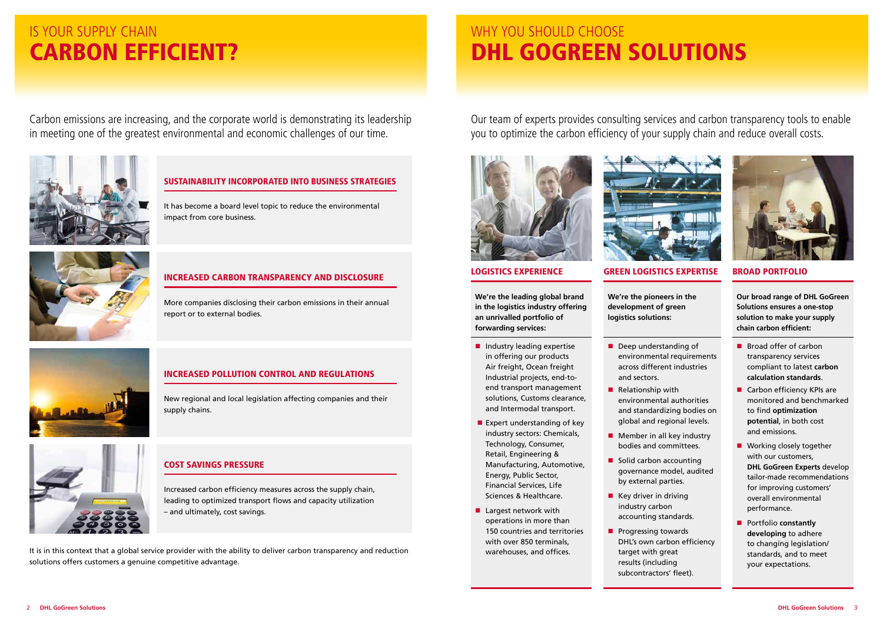# IS YOUR SUPPLY CHAIN CARBON EFFICIENT?

Carbon emissions are increasing, and the corporate world is demonstrating its leadership in meeting one of the greatest environmental and economic challenges of our time.

### SUSTAINABILITY INCORPORATED INTO BUSINESS STRATEGIES

It has become a board level topic to reduce the environmental impact from core business.

### INCREASED CARBON TRANSPARENCY AND DISCLOSURE

More companies disclosing their carbon emissions in their annual report or to external bodies.

### INCREASED POLLUTION CONTROL AND REGULATIONS

New regional and local legislation affecting companies and their supply chains.

### COST SAVINGS PRESSURE

Increased carbon efficiency measures across the supply chain, leading to optimized transport flows and capacity utilization – and ultimately, cost savings.

It is in this context that a global service provider with the ability to deliver carbon transparency and reduction solutions offers customers a genuine competitive advantage.

# WHY YOU SHOULD CHOOSE DHL GOGREEN SOLUTIONS

Our team of experts provides consulting services and carbon transparency tools to enable you to optimize the carbon efficiency of your supply chain and reduce overall costs.

### LOGISTICS EXPERIENCE

**We're the leading global brand in the logistics industry offering an unrivalled portfolio of forwarding services:**

- Industry leading expertise in offering our products Air freight, Ocean freight Industrial projects, end-to-end transport management solutions, Customs clearance, and Intermodal transport.
- Expert understanding of key industry sectors: Chemicals, Technology, Consumer, Retail, Engineering & Manufacturing, Automotive, Energy, Public Sector, Financial Services, Life Sciences & Healthcare.
- Largest network with operations in more than 150 countries and territories with over 850 terminals, warehouses, and offices.

### GREEN LOGISTICS EXPERTISE

**We're the pioneers in the development of green logistics solutions:**

- Deep understanding of environmental requirements across different industries and sectors.
- Relationship with environmental authorities and standardizing bodies on global and regional levels.
- Member in all key industry bodies and committees.
- Solid carbon accounting governance model, audited by external parties.
- Key driver in driving industry carbon accounting standards.
- Progressing towards DHL's own carbon efficiency target with great results (including subcontractors' fleet).

### BROAD PORTFOLIO

**Our broad range of DHL GoGreen Solutions ensures a one-stop solution to make your supply chain carbon efficient:**

- Broad offer of carbon transparency services compliant to latest **carbon calculation standards**.
- Carbon efficiency KPIs are monitored and benchmarked to find **optimization potential**, in both cost and emissions.
- Working closely together with our customers, **DHL GoGreen Experts** develop tailor-made recommendations for improving customers' overall environmental performance.
- Portfolio **constantly developing** to adhere to changing legislation/ standards, and to meet your expectations.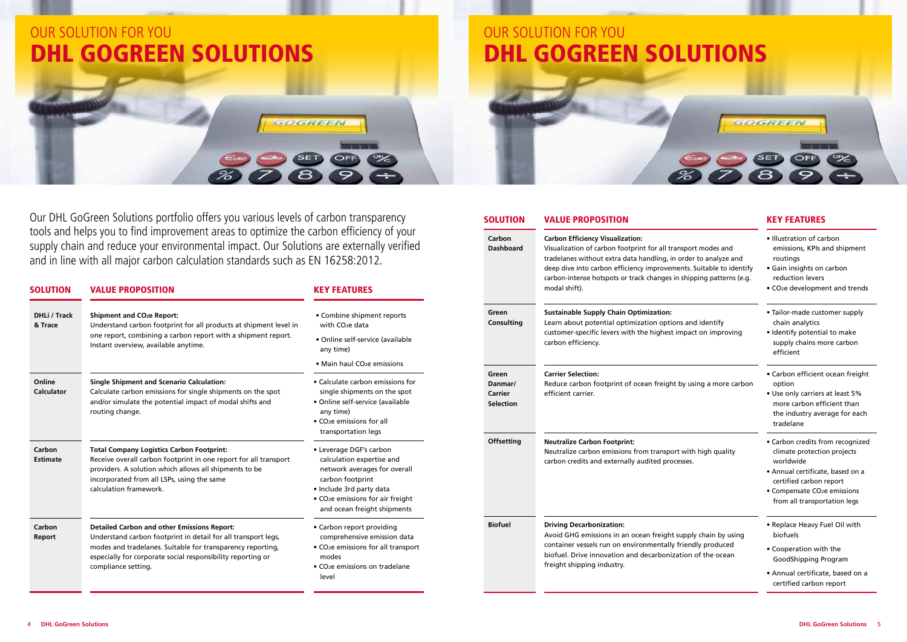# OUR SOLUTION FOR YOU
# DHL GOGREEN SOLUTIONS

Our DHL GoGreen Solutions portfolio offers you various levels of carbon transparency tools and helps you to find improvement areas to optimize the carbon efficiency of your supply chain and reduce your environmental impact. Our Solutions are externally verified and in line with all major carbon calculation standards such as EN 16258:2012.

| SOLUTION | VALUE PROPOSITION | KEY FEATURES |
|---|---|---|
| **DHLi / Track & Trace** | **Shipment and $CO_2e$ Report:** Understand carbon footprint for all products at shipment level in one report, combining a carbon report with a shipment report. Instant overview, available anytime. | • Combine shipment reports with $CO_2e$ data<br>• Online self-service (available any time)<br>• Main haul $CO_2e$ emissions |
| **Online Calculator** | **Single Shipment and Scenario Calculation:** Calculate carbon emissions for single shipments on the spot and/or simulate the potential impact of modal shifts and routing change. | • Calculate carbon emissions for single shipments on the spot<br>• Online self-service (available any time)<br>• $CO_2e$ emissions for all transportation legs |
| **Carbon Estimate** | **Total Company Logistics Carbon Footprint:** Receive overall carbon footprint in one report for all transport providers. A solution which allows all shipments to be incorporated from all LSPs, using the same calculation framework. | • Leverage DGF's carbon calculation expertise and network averages for overall carbon footprint<br>• Include 3rd party data<br>• $CO_2e$ emissions for air freight and ocean freight shipments |
| **Carbon Report** | **Detailed Carbon and other Emissions Report:** Understand carbon footprint in detail for all transport legs, modes and tradelanes. Suitable for transparency reporting, especially for corporate social responsibility reporting or compliance setting. | • Carbon report providing comprehensive emission data<br>• $CO_2e$ emissions for all transport modes<br>• $CO_2e$ emissions on tradelane level |
| **Carbon Dashboard** | **Carbon Efficiency Visualization:** Visualization of carbon footprint for all transport modes and tradelanes without extra data handling, in order to analyze and deep dive into carbon efficiency improvements. Suitable to identify carbon-intense hotspots or track changes in shipping patterns (e.g. modal shift). | • Illustration of carbon emissions, KPIs and shipment routings<br>• Gain insights on carbon reduction levers<br>• $CO_2e$ development and trends |
| **Green Consulting** | **Sustainable Supply Chain Optimization:** Learn about potential optimization options and identify customer-specific levers with the highest impact on improving carbon efficiency. | • Tailor-made customer supply chain analytics<br>• Identify potential to make supply chains more carbon efficient |
| **Green Danmar/ Carrier Selection** | **Carrier Selection:** Reduce carbon footprint of ocean freight by using a more carbon efficient carrier. | • Carbon efficient ocean freight option<br>• Use only carriers at least 5% more carbon efficient than the industry average for each tradelane |
| **Offsetting** | **Neutralize Carbon Footprint:** Neutralize carbon emissions from transport with high quality carbon credits and externally audited processes. | • Carbon credits from recognized climate protection projects worldwide<br>• Annual certificate, based on a certified carbon report<br>• Compensate $CO_2e$ emissions from all transportation legs |
| **Biofuel** | **Driving Decarbonization:** Avoid GHG emissions in an ocean freight supply chain by using container vessels run on environmentally friendly produced biofuel. Drive innovation and decarbonization of the ocean freight shipping industry. | • Replace Heavy Fuel Oil with biofuels<br>• Cooperation with the GoodShipping Program<br>• Annual certificate, based on a certified carbon report |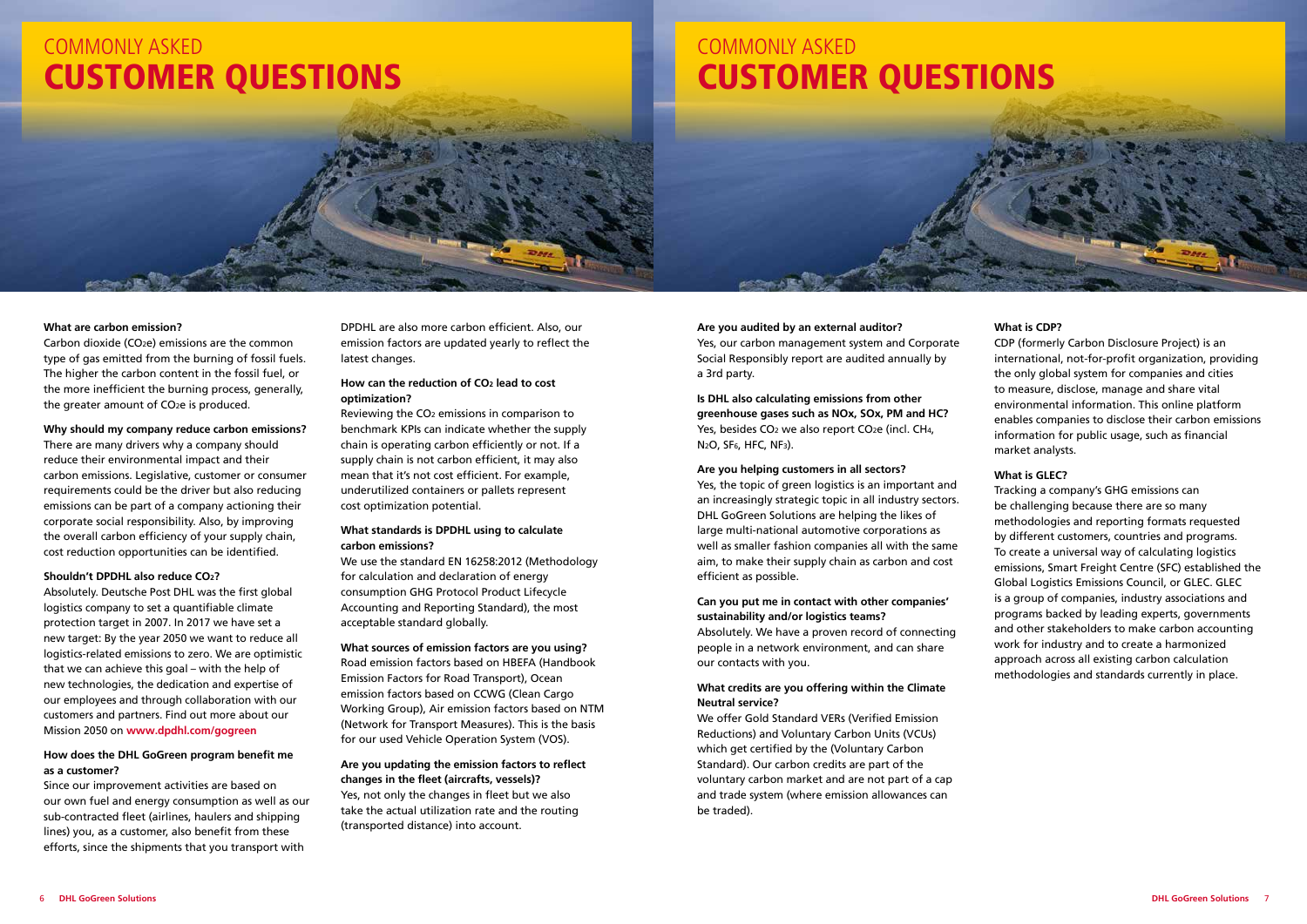# COMMONLY ASKED CUSTOMER QUESTIONS

**What are carbon emission?**

Carbon dioxide ($CO_2e$) emissions are the common type of gas emitted from the burning of fossil fuels. The higher the carbon content in the fossil fuel, or the more inefficient the burning process, generally, the greater amount of $CO_2e$ is produced.

**Why should my company reduce carbon emissions?**

There are many drivers why a company should reduce their environmental impact and their carbon emissions. Legislative, customer or consumer requirements could be the driver but also reducing emissions can be part of a company actioning their corporate social responsibility. Also, by improving the overall carbon efficiency of your supply chain, cost reduction opportunities can be identified.

**Shouldn't DPDHL also reduce $CO_2$?**

Absolutely. Deutsche Post DHL was the first global logistics company to set a quantifiable climate protection target in 2007. In 2017 we have set a new target: By the year 2050 we want to reduce all logistics-related emissions to zero. We are optimistic that we can achieve this goal – with the help of new technologies, the dedication and expertise of our employees and through collaboration with our customers and partners. Find out more about our Mission 2050 on **www.dpdhl.com/gogreen**

**How does the DHL GoGreen program benefit me as a customer?**

Since our improvement activities are based on our own fuel and energy consumption as well as our sub-contracted fleet (airlines, haulers and shipping lines) you, as a customer, also benefit from these efforts, since the shipments that you transport with DPDHL are also more carbon efficient. Also, our emission factors are updated yearly to reflect the latest changes.

**How can the reduction of $CO_2$ lead to cost optimization?**

Reviewing the $CO_2$ emissions in comparison to benchmark KPIs can indicate whether the supply chain is operating carbon efficiently or not. If a supply chain is not carbon efficient, it may also mean that it's not cost efficient. For example, underutilized containers or pallets represent cost optimization potential.

**What standards is DPDHL using to calculate carbon emissions?**

We use the standard EN 16258:2012 (Methodology for calculation and declaration of energy consumption GHG Protocol Product Lifecycle Accounting and Reporting Standard), the most acceptable standard globally.

**What sources of emission factors are you using?**

Road emission factors based on HBEFA (Handbook Emission Factors for Road Transport), Ocean emission factors based on CCWG (Clean Cargo Working Group), Air emission factors based on NTM (Network for Transport Measures). This is the basis for our used Vehicle Operation System (VOS).

**Are you updating the emission factors to reflect changes in the fleet (aircrafts, vessels)?**

Yes, not only the changes in fleet but we also take the actual utilization rate and the routing (transported distance) into account.

**Are you audited by an external auditor?**

Yes, our carbon management system and Corporate Social Responsibly report are audited annually by a 3rd party.

**Is DHL also calculating emissions from other greenhouse gases such as NOx, SOx, PM and HC?**

Yes, besides $CO_2$ we also report $CO_2e$ (incl. $CH_4$, $N_2O$, $SF_6$, HFC, $NF_3$).

**Are you helping customers in all sectors?**

Yes, the topic of green logistics is an important and an increasingly strategic topic in all industry sectors. DHL GoGreen Solutions are helping the likes of large multi-national automotive corporations as well as smaller fashion companies all with the same aim, to make their supply chain as carbon and cost efficient as possible.

**Can you put me in contact with other companies' sustainability and/or logistics teams?**

Absolutely. We have a proven record of connecting people in a network environment, and can share our contacts with you.

**What credits are you offering within the Climate Neutral service?**

We offer Gold Standard VERs (Verified Emission Reductions) and Voluntary Carbon Units (VCUs) which get certified by the (Voluntary Carbon Standard). Our carbon credits are part of the voluntary carbon market and are not part of a cap and trade system (where emission allowances can be traded).

**What is CDP?**

CDP (formerly Carbon Disclosure Project) is an international, not-for-profit organization, providing the only global system for companies and cities to measure, disclose, manage and share vital environmental information. This online platform enables companies to disclose their carbon emissions information for public usage, such as financial market analysts.

**What is GLEC?**

Tracking a company's GHG emissions can be challenging because there are so many methodologies and reporting formats requested by different customers, countries and programs. To create a universal way of calculating logistics emissions, Smart Freight Centre (SFC) established the Global Logistics Emissions Council, or GLEC. GLEC is a group of companies, industry associations and programs backed by leading experts, governments and other stakeholders to make carbon accounting work for industry and to create a harmonized approach across all existing carbon calculation methodologies and standards currently in place.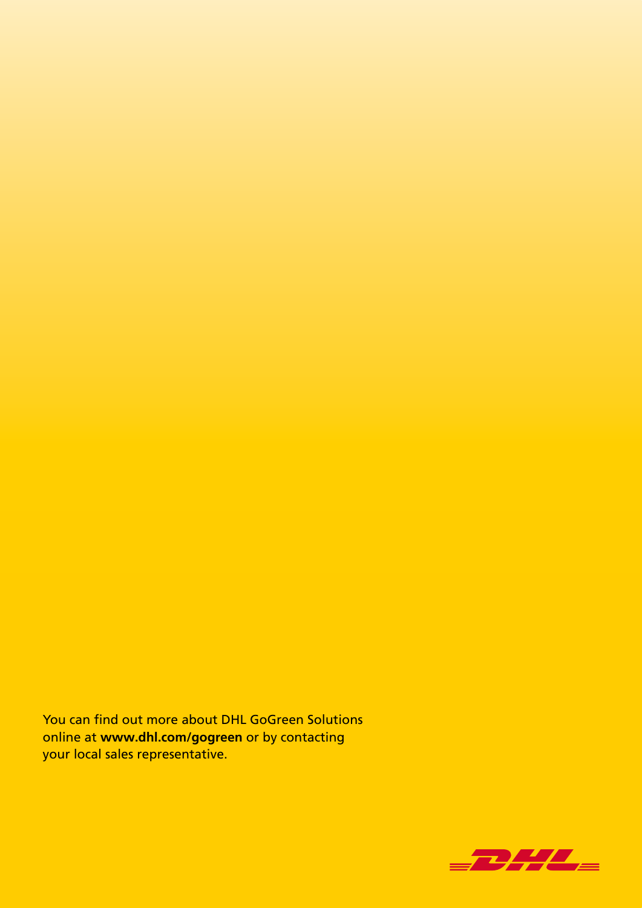You can find out more about DHL GoGreen Solutions online at **www.dhl.com/gogreen** or by contacting your local sales representative.